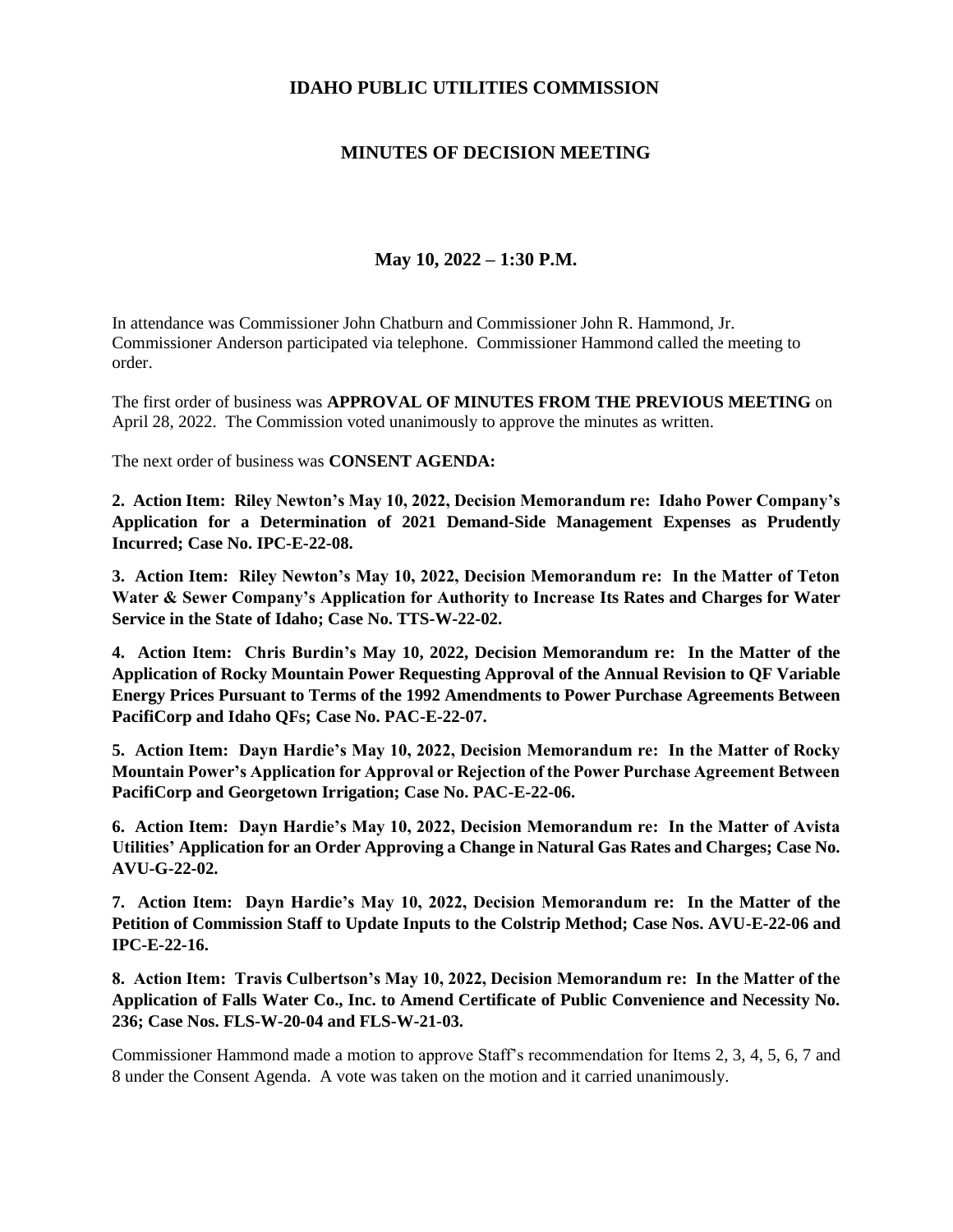# IDAHO PUBLIC UTILITIES COMMISSION

## MINUTES OF DECISION MEETING

### May 10, 2022 – 1:30 P.M.

In attendance was Commissioner John Chatburn and Commissioner John R. Hammond, Jr. Commissioner Anderson participated via telephone. Commissioner Hammond called the meeting to order.

The first order of business was **APPROVAL OF MINUTES FROM THE PREVIOUS MEETING** on April 28, 2022. The Commission voted unanimously to approve the minutes as written.

The next order of business was **CONSENT AGENDA:**

**2. Action Item: Riley Newton's May 10, 2022, Decision Memorandum re: Idaho Power Company's Application for a Determination of 2021 Demand-Side Management Expenses as Prudently Incurred; Case No. IPC-E-22-08.**

**3. Action Item: Riley Newton's May 10, 2022, Decision Memorandum re: In the Matter of Teton Water & Sewer Company's Application for Authority to Increase Its Rates and Charges for Water Service in the State of Idaho; Case No. TTS-W-22-02.**

**4. Action Item: Chris Burdin's May 10, 2022, Decision Memorandum re: In the Matter of the Application of Rocky Mountain Power Requesting Approval of the Annual Revision to QF Variable Energy Prices Pursuant to Terms of the 1992 Amendments to Power Purchase Agreements Between PacifiCorp and Idaho QFs; Case No. PAC-E-22-07.**

**5. Action Item: Dayn Hardie's May 10, 2022, Decision Memorandum re: In the Matter of Rocky Mountain Power's Application for Approval or Rejection of the Power Purchase Agreement Between PacifiCorp and Georgetown Irrigation; Case No. PAC-E-22-06.**

**6. Action Item: Dayn Hardie's May 10, 2022, Decision Memorandum re: In the Matter of Avista Utilities' Application for an Order Approving a Change in Natural Gas Rates and Charges; Case No. AVU-G-22-02.**

**7. Action Item: Dayn Hardie's May 10, 2022, Decision Memorandum re: In the Matter of the Petition of Commission Staff to Update Inputs to the Colstrip Method; Case Nos. AVU-E-22-06 and IPC-E-22-16.**

**8. Action Item: Travis Culbertson's May 10, 2022, Decision Memorandum re: In the Matter of the Application of Falls Water Co., Inc. to Amend Certificate of Public Convenience and Necessity No. 236; Case Nos. FLS-W-20-04 and FLS-W-21-03.**

Commissioner Hammond made a motion to approve Staff's recommendation for Items 2, 3, 4, 5, 6, 7 and 8 under the Consent Agenda. A vote was taken on the motion and it carried unanimously.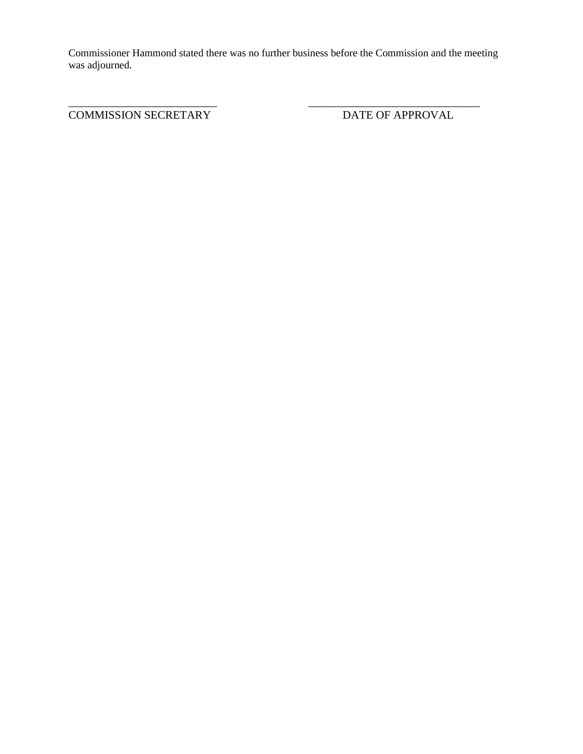Commissioner Hammond stated there was no further business before the Commission and the meeting was adjourned.

| | |
|---|---|
| ___________________________ | ________________________________ |
| COMMISSION SECRETARY | DATE OF APPROVAL |